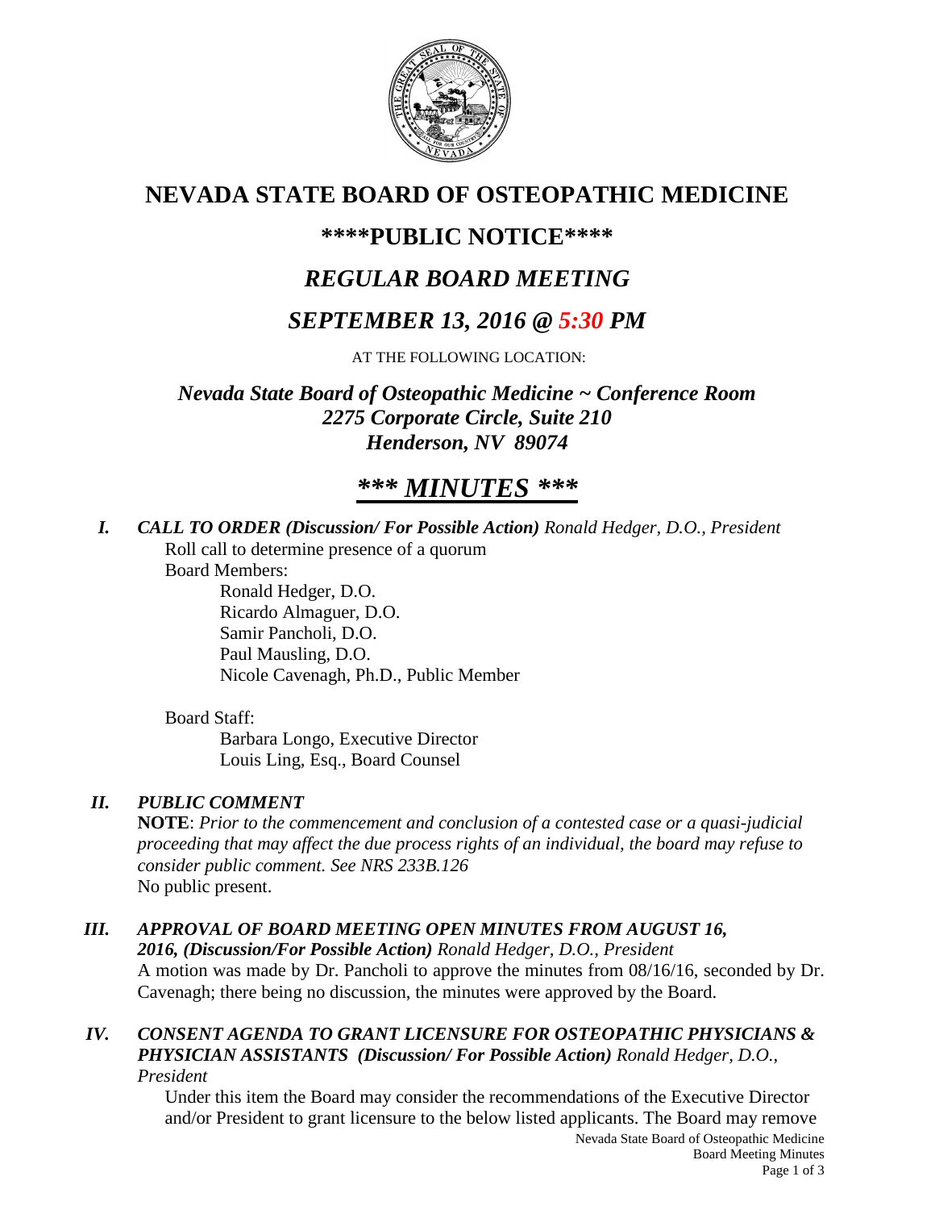# NEVADA STATE BOARD OF OSTEOPATHIC MEDICINE

## \*\*\*\*PUBLIC NOTICE\*\*\*\*

## *REGULAR BOARD MEETING*

## *SEPTEMBER 13, 2016 @ 5:30 PM*

AT THE FOLLOWING LOCATION:

***Nevada State Board of Osteopathic Medicine ~ Conference Room***
***2275 Corporate Circle, Suite 210***
***Henderson, NV 89074***

# *\*\*\* MINUTES \*\*\**

***I. CALL TO ORDER (Discussion/ For Possible Action)*** *Ronald Hedger, D.O., President*

Roll call to determine presence of a quorum

Board Members:

Ronald Hedger, D.O.
Ricardo Almaguer, D.O.
Samir Pancholi, D.O.
Paul Mausling, D.O.
Nicole Cavenagh, Ph.D., Public Member

Board Staff:

Barbara Longo, Executive Director
Louis Ling, Esq., Board Counsel

***II. PUBLIC COMMENT***

**NOTE**: *Prior to the commencement and conclusion of a contested case or a quasi-judicial proceeding that may affect the due process rights of an individual, the board may refuse to consider public comment. See NRS 233B.126*

No public present.

***III. APPROVAL OF BOARD MEETING OPEN MINUTES FROM AUGUST 16, 2016, (Discussion/For Possible Action)*** *Ronald Hedger, D.O., President*

A motion was made by Dr. Pancholi to approve the minutes from 08/16/16, seconded by Dr. Cavenagh; there being no discussion, the minutes were approved by the Board.

***IV. CONSENT AGENDA TO GRANT LICENSURE FOR OSTEOPATHIC PHYSICIANS & PHYSICIAN ASSISTANTS (Discussion/ For Possible Action)*** *Ronald Hedger, D.O., President*

Under this item the Board may consider the recommendations of the Executive Director and/or President to grant licensure to the below listed applicants. The Board may remove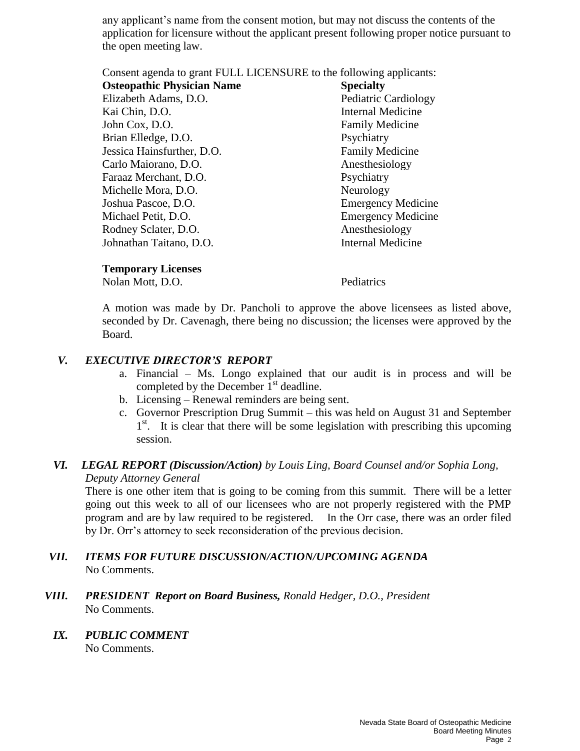any applicant's name from the consent motion, but may not discuss the contents of the application for licensure without the applicant present following proper notice pursuant to the open meeting law.

Consent agenda to grant FULL LICENSURE to the following applicants:

| **Osteopathic Physician Name** | **Specialty** |
|---|---|
| Elizabeth Adams, D.O. | Pediatric Cardiology |
| Kai Chin, D.O. | Internal Medicine |
| John Cox, D.O. | Family Medicine |
| Brian Elledge, D.O. | Psychiatry |
| Jessica Hainsfurther, D.O. | Family Medicine |
| Carlo Maiorano, D.O. | Anesthesiology |
| Faraaz Merchant, D.O. | Psychiatry |
| Michelle Mora, D.O. | Neurology |
| Joshua Pascoe, D.O. | Emergency Medicine |
| Michael Petit, D.O. | Emergency Medicine |
| Rodney Sclater, D.O. | Anesthesiology |
| Johnathan Taitano, D.O. | Internal Medicine |

**Temporary Licenses**

| | |
|---|---|
| Nolan Mott, D.O. | Pediatrics |

A motion was made by Dr. Pancholi to approve the above licensees as listed above, seconded by Dr. Cavenagh, there being no discussion; the licenses were approved by the Board.

## *V. EXECUTIVE DIRECTOR'S REPORT*

a. Financial – Ms. Longo explained that our audit is in process and will be completed by the December 1st deadline.
b. Licensing – Renewal reminders are being sent.
c. Governor Prescription Drug Summit – this was held on August 31 and September 1st. It is clear that there will be some legislation with prescribing this upcoming session.

## *VI. LEGAL REPORT (Discussion/Action) by Louis Ling, Board Counsel and/or Sophia Long, Deputy Attorney General*

There is one other item that is going to be coming from this summit. There will be a letter going out this week to all of our licensees who are not properly registered with the PMP program and are by law required to be registered. In the Orr case, there was an order filed by Dr. Orr's attorney to seek reconsideration of the previous decision.

## *VII. ITEMS FOR FUTURE DISCUSSION/ACTION/UPCOMING AGENDA*

No Comments.

## *VIII. PRESIDENT Report on Board Business, Ronald Hedger, D.O., President*

No Comments.

## *IX. PUBLIC COMMENT*

No Comments.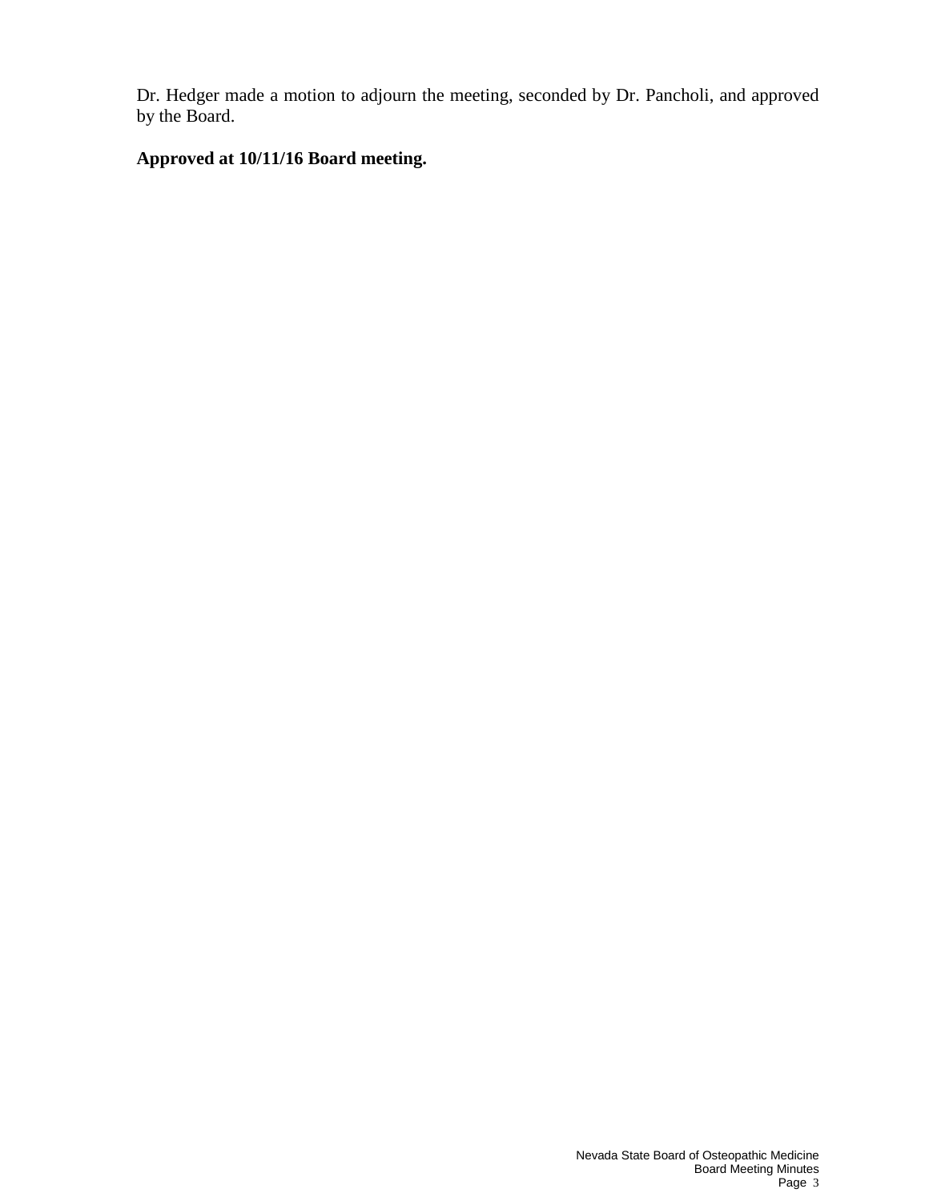Dr. Hedger made a motion to adjourn the meeting, seconded by Dr. Pancholi, and approved by the Board.

**Approved at 10/11/16 Board meeting.**